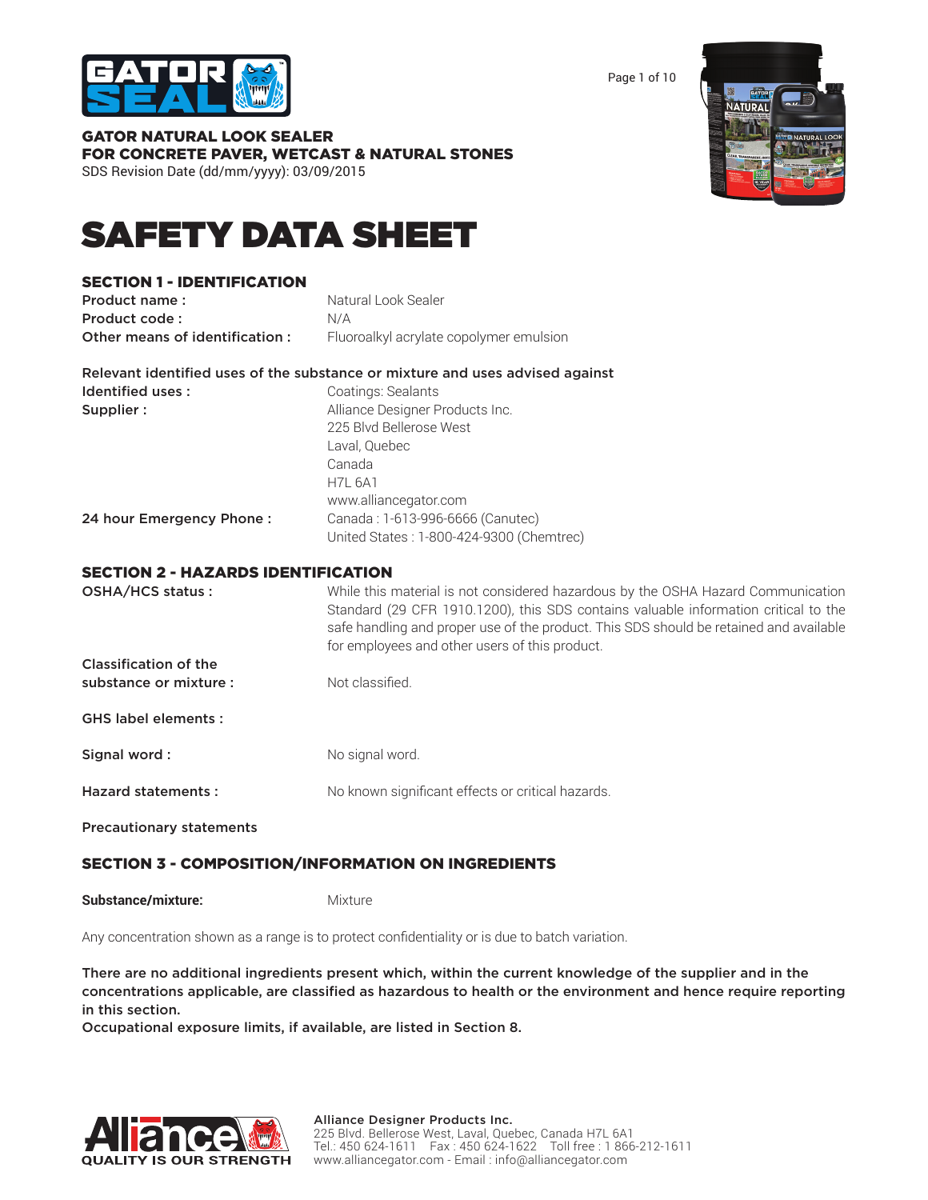**GATOR NATURAL LOOK SEALER**
**FOR CONCRETE PAVER, WETCAST & NATURAL STONES**
SDS Revision Date (dd/mm/yyyy): 03/09/2015

# SAFETY DATA SHEET

## SECTION 1 - IDENTIFICATION

| | |
|---|---|
| **Product name :** | Natural Look Sealer |
| **Product code :** | N/A |
| **Other means of identification :** | Fluoroalkyl acrylate copolymer emulsion |

**Relevant identified uses of the substance or mixture and uses advised against**

| | |
|---|---|
| **Identified uses :** | Coatings: Sealants |
| **Supplier :** | Alliance Designer Products Inc.<br>225 Blvd Bellerose West<br>Laval, Quebec<br>Canada<br>H7L 6A1<br>www.alliancegator.com |
| **24 hour Emergency Phone :** | Canada : 1-613-996-6666 (Canutec)<br>United States : 1-800-424-9300 (Chemtrec) |

## SECTION 2 - HAZARDS IDENTIFICATION

| | |
|---|---|
| **OSHA/HCS status :** | While this material is not considered hazardous by the OSHA Hazard Communication Standard (29 CFR 1910.1200), this SDS contains valuable information critical to the safe handling and proper use of the product. This SDS should be retained and available for employees and other users of this product. |
| **Classification of the substance or mixture :** | Not classified. |
| **GHS label elements :** | |
| **Signal word :** | No signal word. |
| **Hazard statements :** | No known significant effects or critical hazards. |
| **Precautionary statements** | |

## SECTION 3 - COMPOSITION/INFORMATION ON INGREDIENTS

**Substance/mixture:** Mixture

Any concentration shown as a range is to protect confidentiality or is due to batch variation.

**There are no additional ingredients present which, within the current knowledge of the supplier and in the concentrations applicable, are classified as hazardous to health or the environment and hence require reporting in this section.**
**Occupational exposure limits, if available, are listed in Section 8.**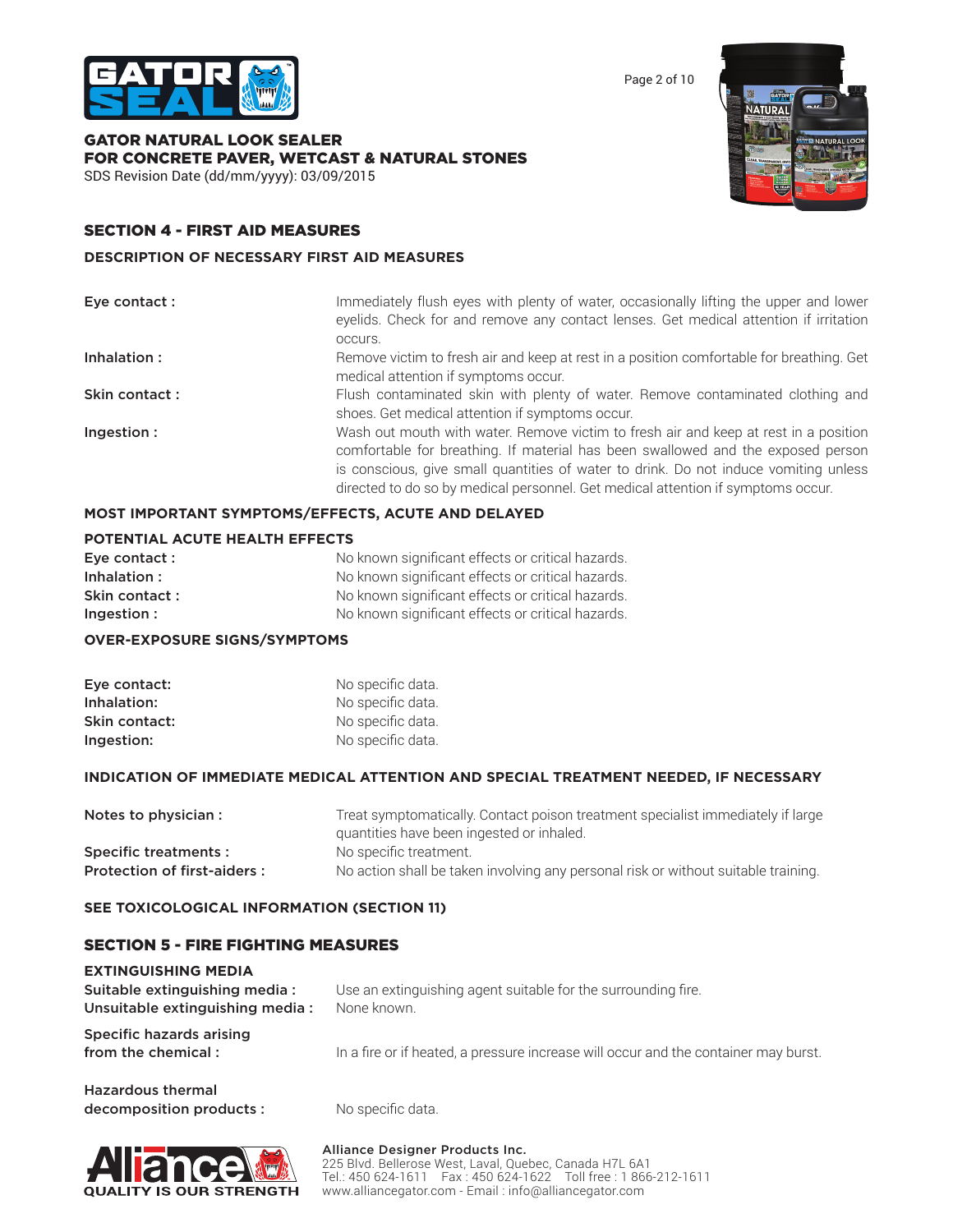## SECTION 4 - FIRST AID MEASURES

### DESCRIPTION OF NECESSARY FIRST AID MEASURES

| | |
|---|---|
| **Eye contact :** | Immediately flush eyes with plenty of water, occasionally lifting the upper and lower eyelids. Check for and remove any contact lenses. Get medical attention if irritation occurs. |
| **Inhalation :** | Remove victim to fresh air and keep at rest in a position comfortable for breathing. Get medical attention if symptoms occur. |
| **Skin contact :** | Flush contaminated skin with plenty of water. Remove contaminated clothing and shoes. Get medical attention if symptoms occur. |
| **Ingestion :** | Wash out mouth with water. Remove victim to fresh air and keep at rest in a position comfortable for breathing. If material has been swallowed and the exposed person is conscious, give small quantities of water to drink. Do not induce vomiting unless directed to do so by medical personnel. Get medical attention if symptoms occur. |

### MOST IMPORTANT SYMPTOMS/EFFECTS, ACUTE AND DELAYED

### POTENTIAL ACUTE HEALTH EFFECTS

| | |
|---|---|
| **Eye contact :** | No known significant effects or critical hazards. |
| **Inhalation :** | No known significant effects or critical hazards. |
| **Skin contact :** | No known significant effects or critical hazards. |
| **Ingestion :** | No known significant effects or critical hazards. |

### OVER-EXPOSURE SIGNS/SYMPTOMS

| | |
|---|---|
| **Eye contact:** | No specific data. |
| **Inhalation:** | No specific data. |
| **Skin contact:** | No specific data. |
| **Ingestion:** | No specific data. |

### INDICATION OF IMMEDIATE MEDICAL ATTENTION AND SPECIAL TREATMENT NEEDED, IF NECESSARY

| | |
|---|---|
| **Notes to physician :** | Treat symptomatically. Contact poison treatment specialist immediately if large quantities have been ingested or inhaled. |
| **Specific treatments :** | No specific treatment. |
| **Protection of first-aiders :** | No action shall be taken involving any personal risk or without suitable training. |

### SEE TOXICOLOGICAL INFORMATION (SECTION 11)

## SECTION 5 - FIRE FIGHTING MEASURES

### EXTINGUISHING MEDIA

| | |
|---|---|
| **Suitable extinguishing media :** | Use an extinguishing agent suitable for the surrounding fire. |
| **Unsuitable extinguishing media :** | None known. |
| **Specific hazards arising from the chemical :** | In a fire or if heated, a pressure increase will occur and the container may burst. |
| **Hazardous thermal decomposition products :** | No specific data. |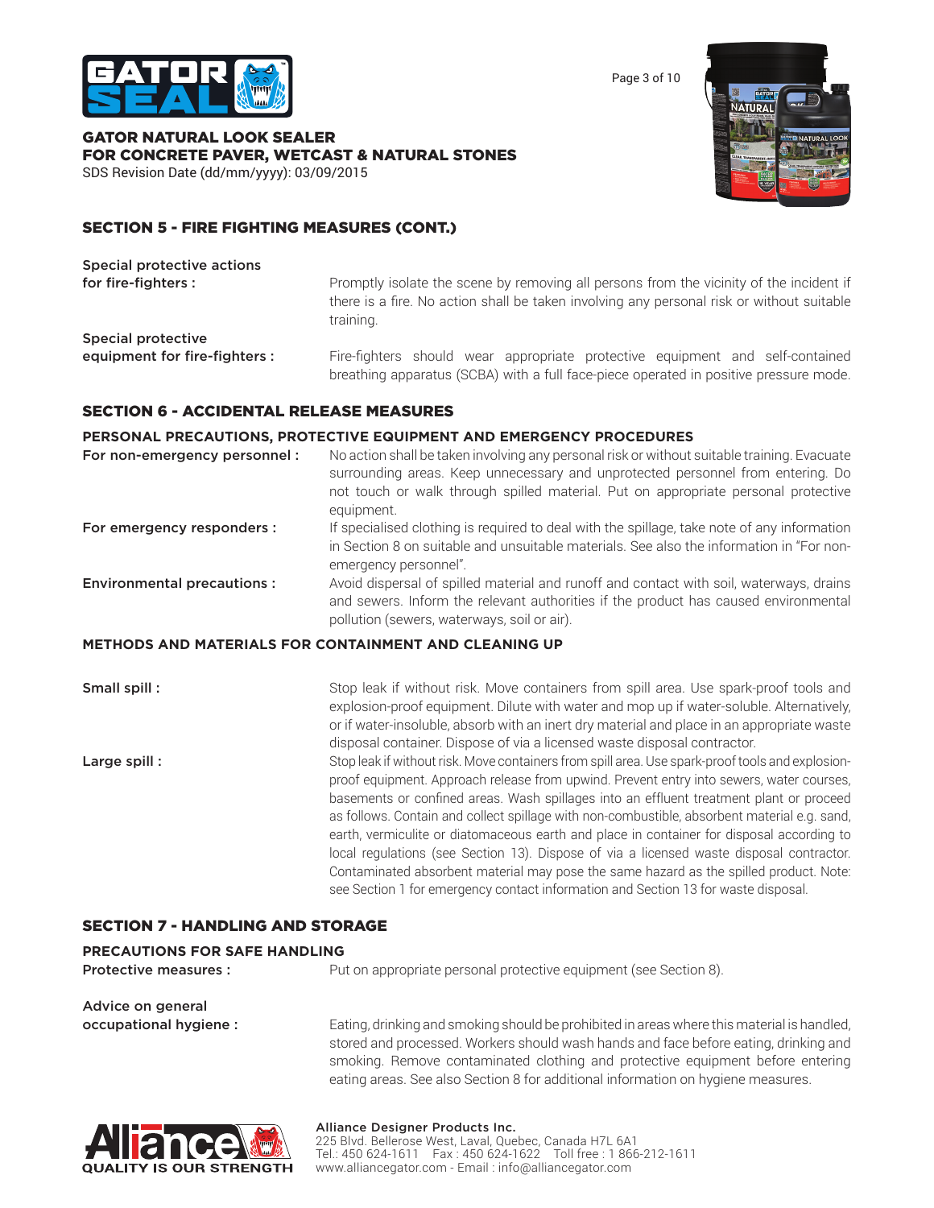## SECTION 5 - FIRE FIGHTING MEASURES (CONT.)

**Special protective actions for fire-fighters :** Promptly isolate the scene by removing all persons from the vicinity of the incident if there is a fire. No action shall be taken involving any personal risk or without suitable training.

**Special protective equipment for fire-fighters :** Fire-fighters should wear appropriate protective equipment and self-contained breathing apparatus (SCBA) with a full face-piece operated in positive pressure mode.

## SECTION 6 - ACCIDENTAL RELEASE MEASURES

### PERSONAL PRECAUTIONS, PROTECTIVE EQUIPMENT AND EMERGENCY PROCEDURES

**For non-emergency personnel :** No action shall be taken involving any personal risk or without suitable training. Evacuate surrounding areas. Keep unnecessary and unprotected personnel from entering. Do not touch or walk through spilled material. Put on appropriate personal protective equipment.

**For emergency responders :** If specialised clothing is required to deal with the spillage, take note of any information in Section 8 on suitable and unsuitable materials. See also the information in "For non-emergency personnel".

**Environmental precautions :** Avoid dispersal of spilled material and runoff and contact with soil, waterways, drains and sewers. Inform the relevant authorities if the product has caused environmental pollution (sewers, waterways, soil or air).

### METHODS AND MATERIALS FOR CONTAINMENT AND CLEANING UP

**Small spill :** Stop leak if without risk. Move containers from spill area. Use spark-proof tools and explosion-proof equipment. Dilute with water and mop up if water-soluble. Alternatively, or if water-insoluble, absorb with an inert dry material and place in an appropriate waste disposal container. Dispose of via a licensed waste disposal contractor.

**Large spill :** Stop leak if without risk. Move containers from spill area. Use spark-proof tools and explosion-proof equipment. Approach release from upwind. Prevent entry into sewers, water courses, basements or confined areas. Wash spillages into an effluent treatment plant or proceed as follows. Contain and collect spillage with non-combustible, absorbent material e.g. sand, earth, vermiculite or diatomaceous earth and place in container for disposal according to local regulations (see Section 13). Dispose of via a licensed waste disposal contractor. Contaminated absorbent material may pose the same hazard as the spilled product. Note: see Section 1 for emergency contact information and Section 13 for waste disposal.

## SECTION 7 - HANDLING AND STORAGE

### PRECAUTIONS FOR SAFE HANDLING

**Protective measures :** Put on appropriate personal protective equipment (see Section 8).

**Advice on general occupational hygiene :** Eating, drinking and smoking should be prohibited in areas where this material is handled, stored and processed. Workers should wash hands and face before eating, drinking and smoking. Remove contaminated clothing and protective equipment before entering eating areas. See also Section 8 for additional information on hygiene measures.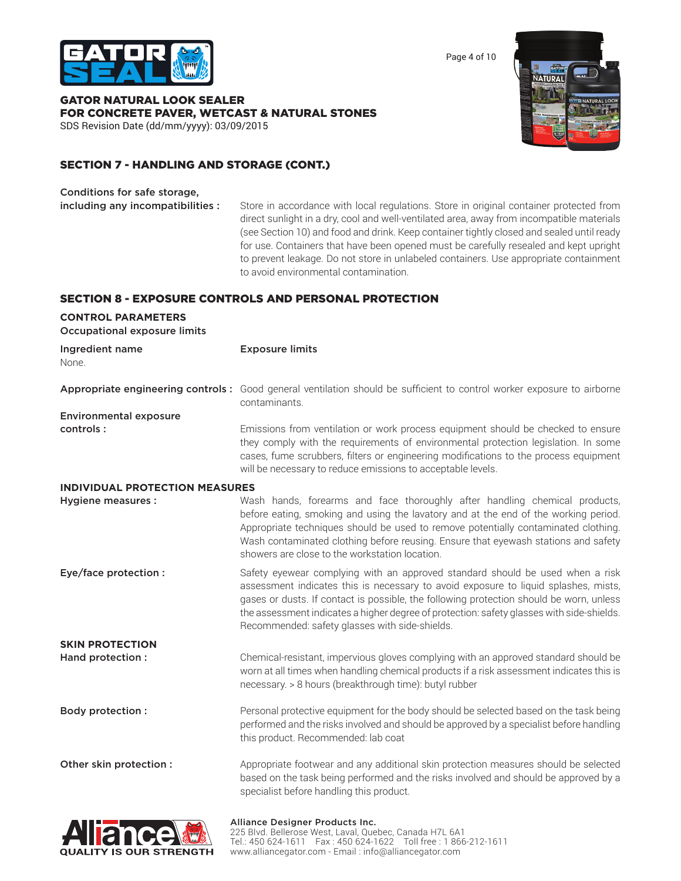## SECTION 7 - HANDLING AND STORAGE (CONT.)

**Conditions for safe storage, including any incompatibilities :** Store in accordance with local regulations. Store in original container protected from direct sunlight in a dry, cool and well-ventilated area, away from incompatible materials (see Section 10) and food and drink. Keep container tightly closed and sealed until ready for use. Containers that have been opened must be carefully resealed and kept upright to prevent leakage. Do not store in unlabeled containers. Use appropriate containment to avoid environmental contamination.

## SECTION 8 - EXPOSURE CONTROLS AND PERSONAL PROTECTION

### CONTROL PARAMETERS

**Occupational exposure limits**

| Ingredient name | Exposure limits |
|---|---|
| None. | |

**Appropriate engineering controls :** Good general ventilation should be sufficient to control worker exposure to airborne contaminants.

**Environmental exposure controls :** Emissions from ventilation or work process equipment should be checked to ensure they comply with the requirements of environmental protection legislation. In some cases, fume scrubbers, filters or engineering modifications to the process equipment will be necessary to reduce emissions to acceptable levels.

### INDIVIDUAL PROTECTION MEASURES

**Hygiene measures :** Wash hands, forearms and face thoroughly after handling chemical products, before eating, smoking and using the lavatory and at the end of the working period. Appropriate techniques should be used to remove potentially contaminated clothing. Wash contaminated clothing before reusing. Ensure that eyewash stations and safety showers are close to the workstation location.

**Eye/face protection :** Safety eyewear complying with an approved standard should be used when a risk assessment indicates this is necessary to avoid exposure to liquid splashes, mists, gases or dusts. If contact is possible, the following protection should be worn, unless the assessment indicates a higher degree of protection: safety glasses with side-shields. Recommended: safety glasses with side-shields.

### SKIN PROTECTION

**Hand protection :** Chemical-resistant, impervious gloves complying with an approved standard should be worn at all times when handling chemical products if a risk assessment indicates this is necessary. > 8 hours (breakthrough time): butyl rubber

**Body protection :** Personal protective equipment for the body should be selected based on the task being performed and the risks involved and should be approved by a specialist before handling this product. Recommended: lab coat

**Other skin protection :** Appropriate footwear and any additional skin protection measures should be selected based on the task being performed and the risks involved and should be approved by a specialist before handling this product.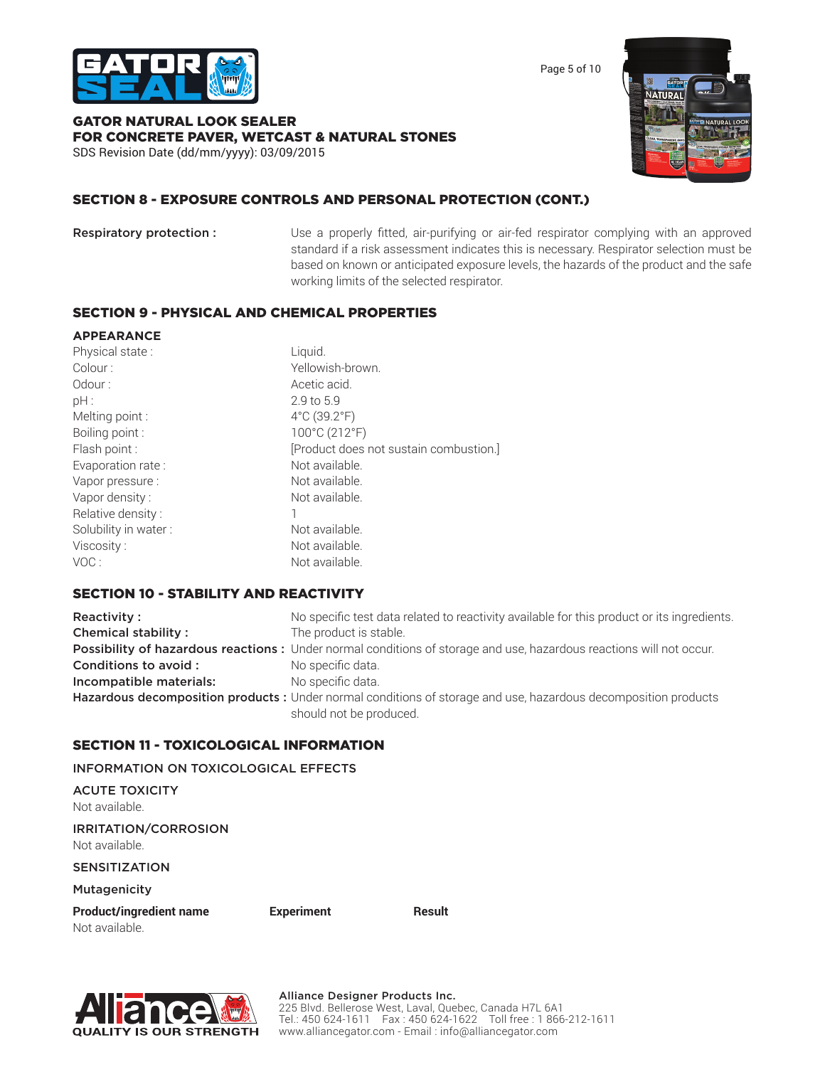## SECTION 8 - EXPOSURE CONTROLS AND PERSONAL PROTECTION (CONT.)

| | |
|---|---|
| **Respiratory protection :** | Use a properly fitted, air-purifying or air-fed respirator complying with an approved standard if a risk assessment indicates this is necessary. Respirator selection must be based on known or anticipated exposure levels, the hazards of the product and the safe working limits of the selected respirator. |

## SECTION 9 - PHYSICAL AND CHEMICAL PROPERTIES

### APPEARANCE

| | |
|---|---|
| Physical state : | Liquid. |
| Colour : | Yellowish-brown. |
| Odour : | Acetic acid. |
| pH : | 2.9 to 5.9 |
| Melting point : | 4°C (39.2°F) |
| Boiling point : | 100°C (212°F) |
| Flash point : | [Product does not sustain combustion.] |
| Evaporation rate : | Not available. |
| Vapor pressure : | Not available. |
| Vapor density : | Not available. |
| Relative density : | 1 |
| Solubility in water : | Not available. |
| Viscosity : | Not available. |
| VOC : | Not available. |

## SECTION 10 - STABILITY AND REACTIVITY

| | |
|---|---|
| **Reactivity :** | No specific test data related to reactivity available for this product or its ingredients. |
| **Chemical stability :** | The product is stable. |
| **Possibility of hazardous reactions :** | Under normal conditions of storage and use, hazardous reactions will not occur. |
| **Conditions to avoid :** | No specific data. |
| **Incompatible materials:** | No specific data. |
| **Hazardous decomposition products :** | Under normal conditions of storage and use, hazardous decomposition products should not be produced. |

## SECTION 11 - TOXICOLOGICAL INFORMATION

INFORMATION ON TOXICOLOGICAL EFFECTS

ACUTE TOXICITY

Not available.

IRRITATION/CORROSION

Not available.

SENSITIZATION

Mutagenicity

| Product/ingredient name | Experiment | Result |
|---|---|---|
| Not available. | | |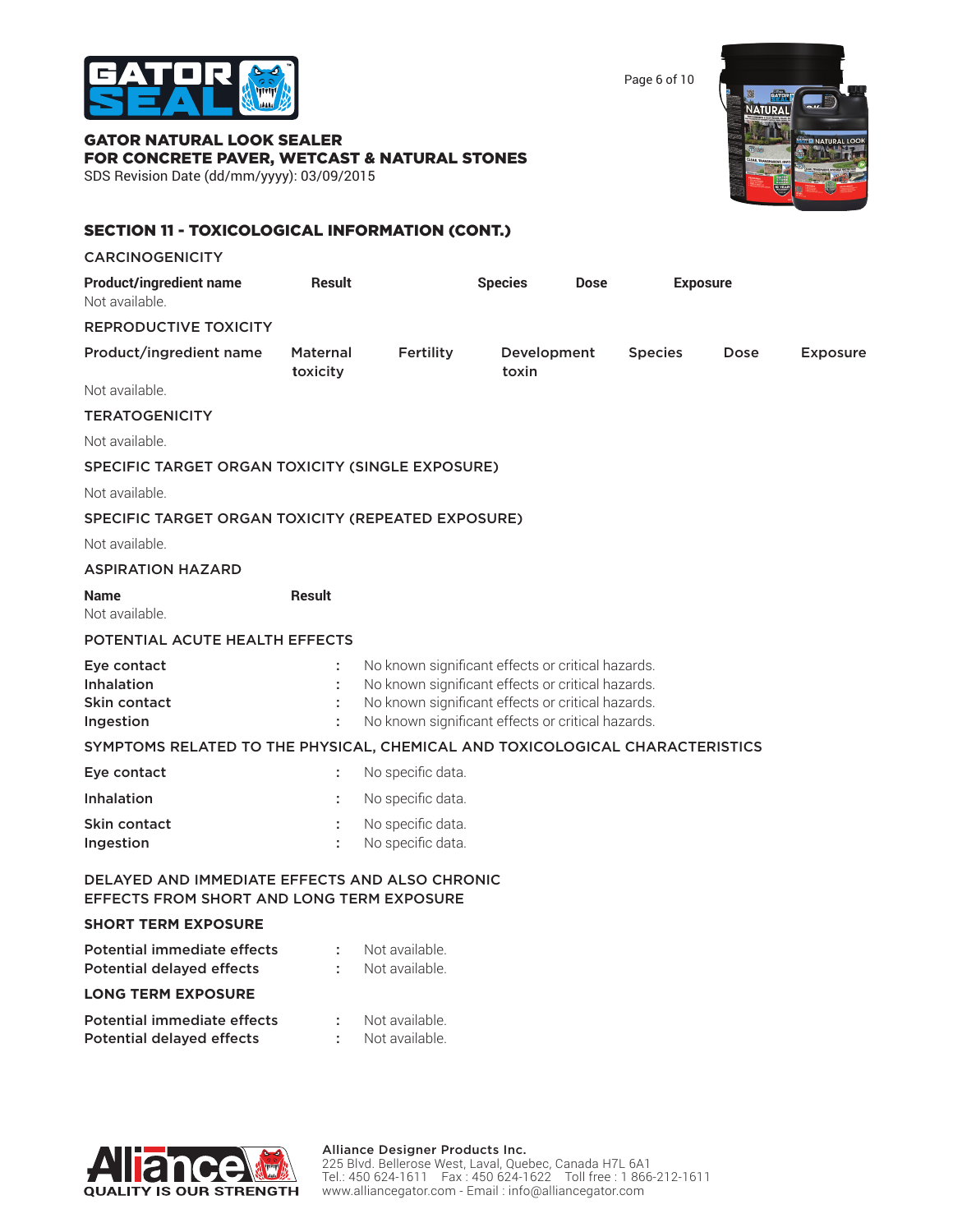## SECTION 11 - TOXICOLOGICAL INFORMATION (CONT.)

### CARCINOGENICITY

| Product/ingredient name | Result | Species | Dose | Exposure |
|---|---|---|---|---|
| Not available. | | | | |

### REPRODUCTIVE TOXICITY

| Product/ingredient name | Maternal toxicity | Fertility | Development toxin | Species | Dose | Exposure |
|---|---|---|---|---|---|---|
| Not available. | | | | | | |

### TERATOGENICITY

Not available.

### SPECIFIC TARGET ORGAN TOXICITY (SINGLE EXPOSURE)

Not available.

### SPECIFIC TARGET ORGAN TOXICITY (REPEATED EXPOSURE)

Not available.

### ASPIRATION HAZARD

| Name | Result |
|---|---|
| Not available. | |

### POTENTIAL ACUTE HEALTH EFFECTS

| | |
|---|---|
| Eye contact | : No known significant effects or critical hazards. |
| Inhalation | : No known significant effects or critical hazards. |
| Skin contact | : No known significant effects or critical hazards. |
| Ingestion | : No known significant effects or critical hazards. |

### SYMPTOMS RELATED TO THE PHYSICAL, CHEMICAL AND TOXICOLOGICAL CHARACTERISTICS

| | |
|---|---|
| Eye contact | : No specific data. |
| Inhalation | : No specific data. |
| Skin contact | : No specific data. |
| Ingestion | : No specific data. |

### DELAYED AND IMMEDIATE EFFECTS AND ALSO CHRONIC EFFECTS FROM SHORT AND LONG TERM EXPOSURE

#### SHORT TERM EXPOSURE

| | |
|---|---|
| Potential immediate effects | : Not available. |
| Potential delayed effects | : Not available. |

#### LONG TERM EXPOSURE

| | |
|---|---|
| Potential immediate effects | : Not available. |
| Potential delayed effects | : Not available. |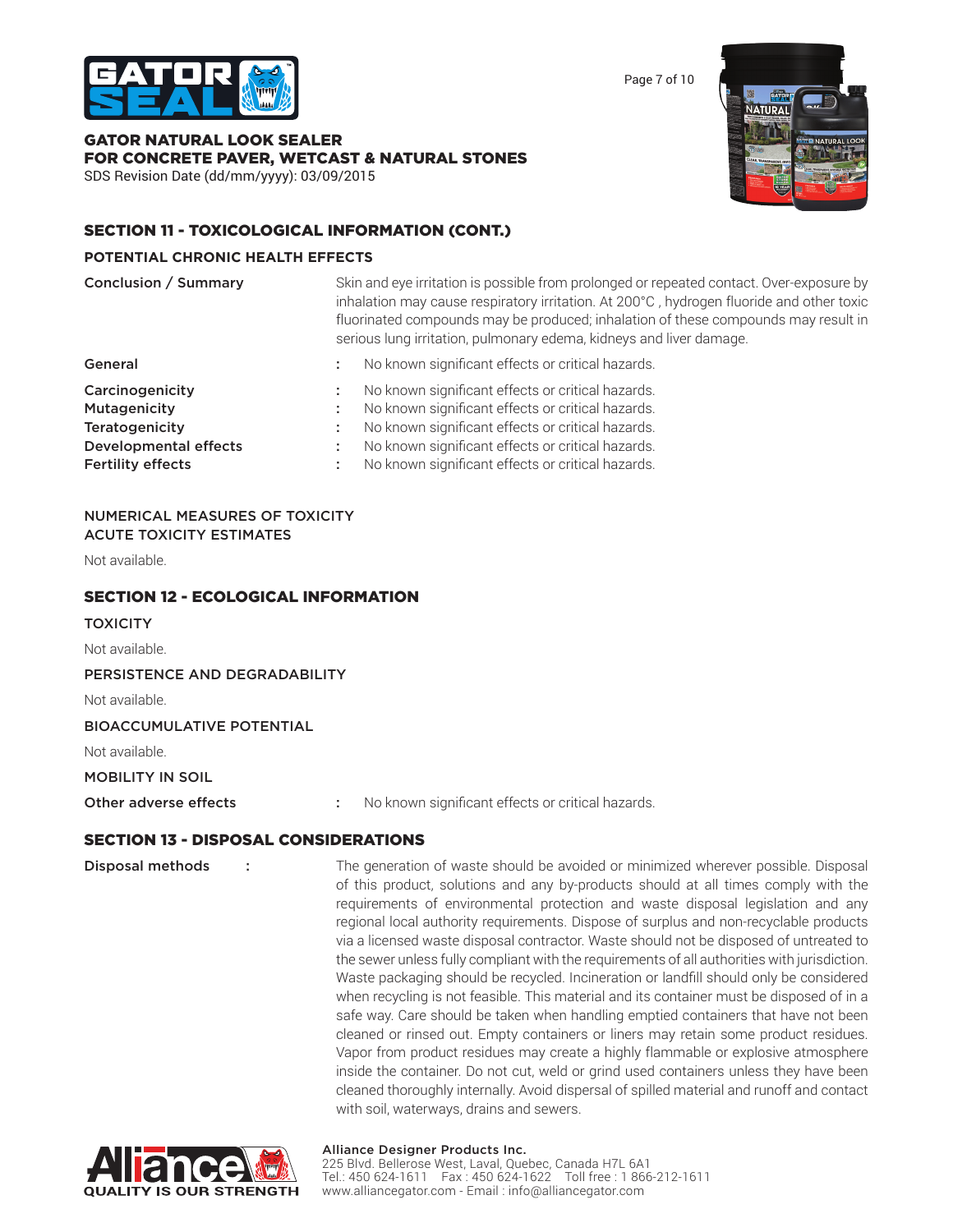## SECTION 11 - TOXICOLOGICAL INFORMATION (CONT.)

### POTENTIAL CHRONIC HEALTH EFFECTS

**Conclusion / Summary**

Skin and eye irritation is possible from prolonged or repeated contact. Over-exposure by inhalation may cause respiratory irritation. At 200°C , hydrogen fluoride and other toxic fluorinated compounds may be produced; inhalation of these compounds may result in serious lung irritation, pulmonary edema, kidneys and liver damage.

**General** : No known significant effects or critical hazards.

**Carcinogenicity** : No known significant effects or critical hazards.
**Mutagenicity** : No known significant effects or critical hazards.
**Teratogenicity** : No known significant effects or critical hazards.
**Developmental effects** : No known significant effects or critical hazards.
**Fertility effects** : No known significant effects or critical hazards.

### NUMERICAL MEASURES OF TOXICITY
### ACUTE TOXICITY ESTIMATES

Not available.

## SECTION 12 - ECOLOGICAL INFORMATION

### TOXICITY

Not available.

### PERSISTENCE AND DEGRADABILITY

Not available.

### BIOACCUMULATIVE POTENTIAL

Not available.

### MOBILITY IN SOIL

**Other adverse effects** : No known significant effects or critical hazards.

## SECTION 13 - DISPOSAL CONSIDERATIONS

**Disposal methods** :

The generation of waste should be avoided or minimized wherever possible. Disposal of this product, solutions and any by-products should at all times comply with the requirements of environmental protection and waste disposal legislation and any regional local authority requirements. Dispose of surplus and non-recyclable products via a licensed waste disposal contractor. Waste should not be disposed of untreated to the sewer unless fully compliant with the requirements of all authorities with jurisdiction. Waste packaging should be recycled. Incineration or landfill should only be considered when recycling is not feasible. This material and its container must be disposed of in a safe way. Care should be taken when handling emptied containers that have not been cleaned or rinsed out. Empty containers or liners may retain some product residues. Vapor from product residues may create a highly flammable or explosive atmosphere inside the container. Do not cut, weld or grind used containers unless they have been cleaned thoroughly internally. Avoid dispersal of spilled material and runoff and contact with soil, waterways, drains and sewers.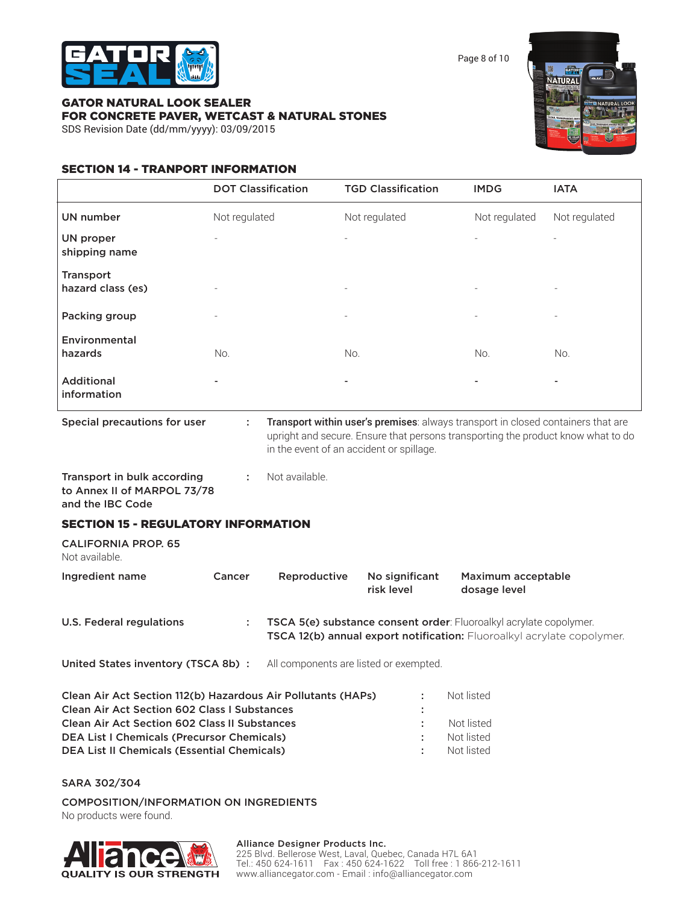## SECTION 14 - TRANPORT INFORMATION

| | DOT Classification | TGD Classification | IMDG | IATA |
|---|---|---|---|---|
| UN number | Not regulated | Not regulated | Not regulated | Not regulated |
| UN proper shipping name | - | - | - | - |
| Transport hazard class (es) | - | - | - | - |
| Packing group | - | - | - | - |
| Environmental hazards | No. | No. | No. | No. |
| Additional information | - | - | - | - |

**Special precautions for user** : **Transport within user's premises**: always transport in closed containers that are upright and secure. Ensure that persons transporting the product know what to do in the event of an accident or spillage.

**Transport in bulk according to Annex II of MARPOL 73/78 and the IBC Code** : Not available.

## SECTION 15 - REGULATORY INFORMATION

**CALIFORNIA PROP. 65**

Not available.

| Ingredient name | Cancer | Reproductive | No significant risk level | Maximum acceptable dosage level |
|---|---|---|---|---|

**U.S. Federal regulations** : **TSCA 5(e) substance consent order**: Fluoroalkyl acrylate copolymer.
**TSCA 12(b) annual export notification:** Fluoroalkyl acrylate copolymer.

**United States inventory (TSCA 8b)** : All components are listed or exempted.

**Clean Air Act Section 112(b) Hazardous Air Pollutants (HAPs)** : Not listed
**Clean Air Act Section 602 Class I Substances** :
**Clean Air Act Section 602 Class II Substances** : Not listed
**DEA List I Chemicals (Precursor Chemicals)** : Not listed
**DEA List II Chemicals (Essential Chemicals)** : Not listed

SARA 302/304

COMPOSITION/INFORMATION ON INGREDIENTS

No products were found.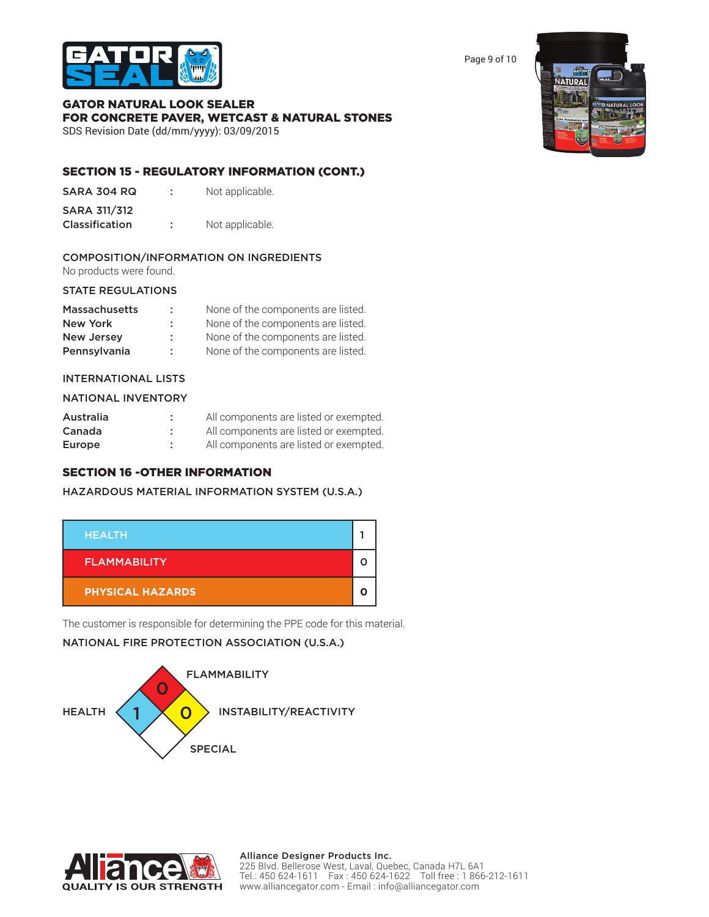# GATOR NATURAL LOOK SEALER
## FOR CONCRETE PAVER, WETCAST & NATURAL STONES

SDS Revision Date (dd/mm/yyyy): 03/09/2015

## SECTION 15 - REGULATORY INFORMATION (CONT.)

| | | |
|---|---|---|
| SARA 304 RQ | : | Not applicable. |
| SARA 311/312 Classification | : | Not applicable. |

### COMPOSITION/INFORMATION ON INGREDIENTS

No products were found.

### STATE REGULATIONS

| | | |
|---|---|---|
| Massachusetts | : | None of the components are listed. |
| New York | : | None of the components are listed. |
| New Jersey | : | None of the components are listed. |
| Pennsylvania | : | None of the components are listed. |

### INTERNATIONAL LISTS

### NATIONAL INVENTORY

| | | |
|---|---|---|
| Australia | : | All components are listed or exempted. |
| Canada | : | All components are listed or exempted. |
| Europe | : | All components are listed or exempted. |

## SECTION 16 -OTHER INFORMATION

### HAZARDOUS MATERIAL INFORMATION SYSTEM (U.S.A.)

| | |
|---|---|
| HEALTH | 1 |
| FLAMMABILITY | 0 |
| PHYSICAL HAZARDS | 0 |

The customer is responsible for determining the PPE code for this material.

### NATIONAL FIRE PROTECTION ASSOCIATION (U.S.A.)

| | |
|---|---|
| FLAMMABILITY | 0 |
| HEALTH | 1 |
| INSTABILITY/REACTIVITY | 0 |
| SPECIAL | |

**Alliance Designer Products Inc.**
225 Blvd. Bellerose West, Laval, Quebec, Canada H7L 6A1
Tel.: 450 624-1611 Fax : 450 624-1622 Toll free : 1 866-212-1611
www.alliancegator.com - Email : info@alliancegator.com

QUALITY IS OUR STRENGTH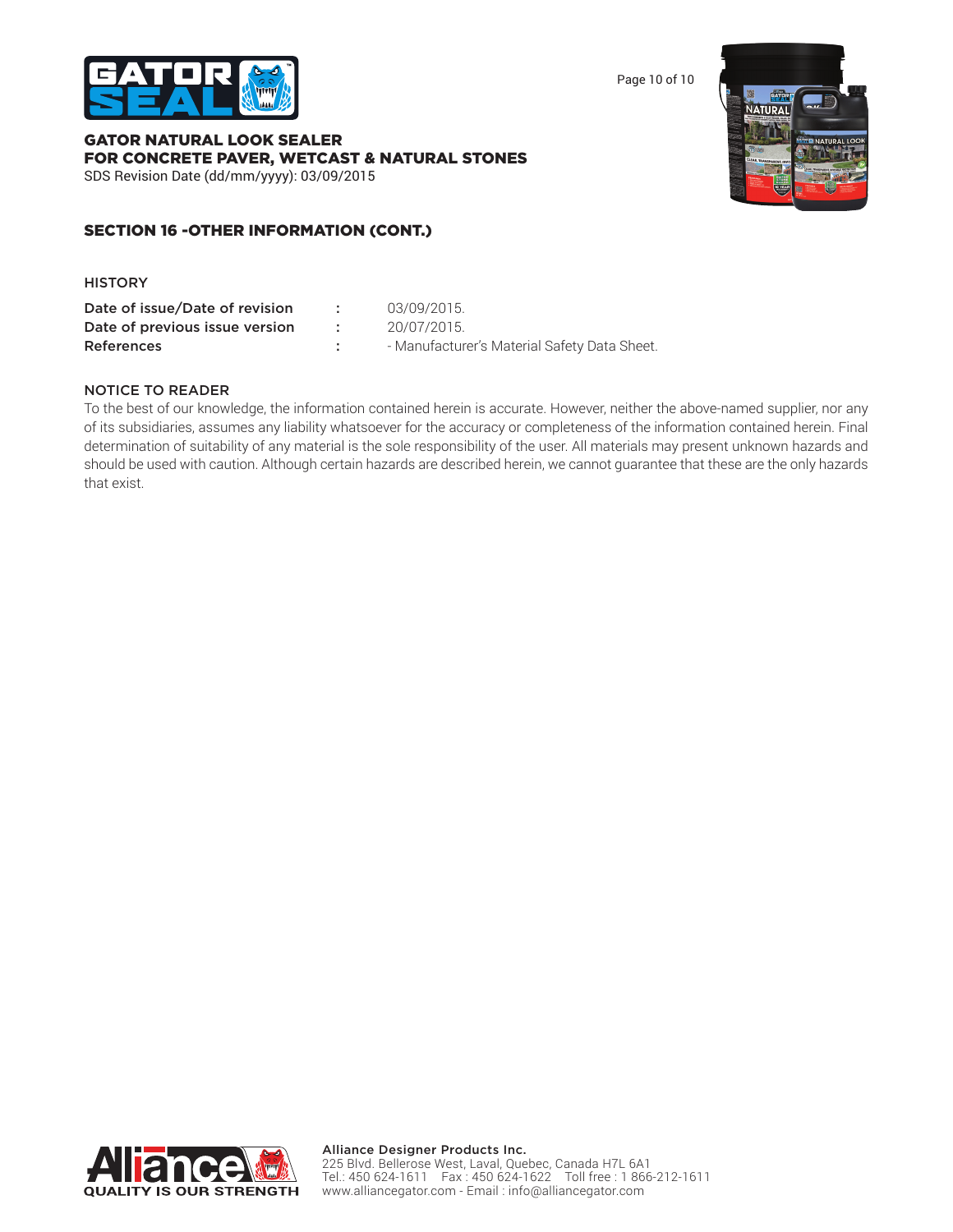## SECTION 16 -OTHER INFORMATION (CONT.)

### HISTORY

| | | |
|---|---|---|
| **Date of issue/Date of revision** | : | 03/09/2015. |
| **Date of previous issue version** | : | 20/07/2015. |
| **References** | : | - Manufacturer's Material Safety Data Sheet. |

### NOTICE TO READER

To the best of our knowledge, the information contained herein is accurate. However, neither the above-named supplier, nor any of its subsidiaries, assumes any liability whatsoever for the accuracy or completeness of the information contained herein. Final determination of suitability of any material is the sole responsibility of the user. All materials may present unknown hazards and should be used with caution. Although certain hazards are described herein, we cannot guarantee that these are the only hazards that exist.